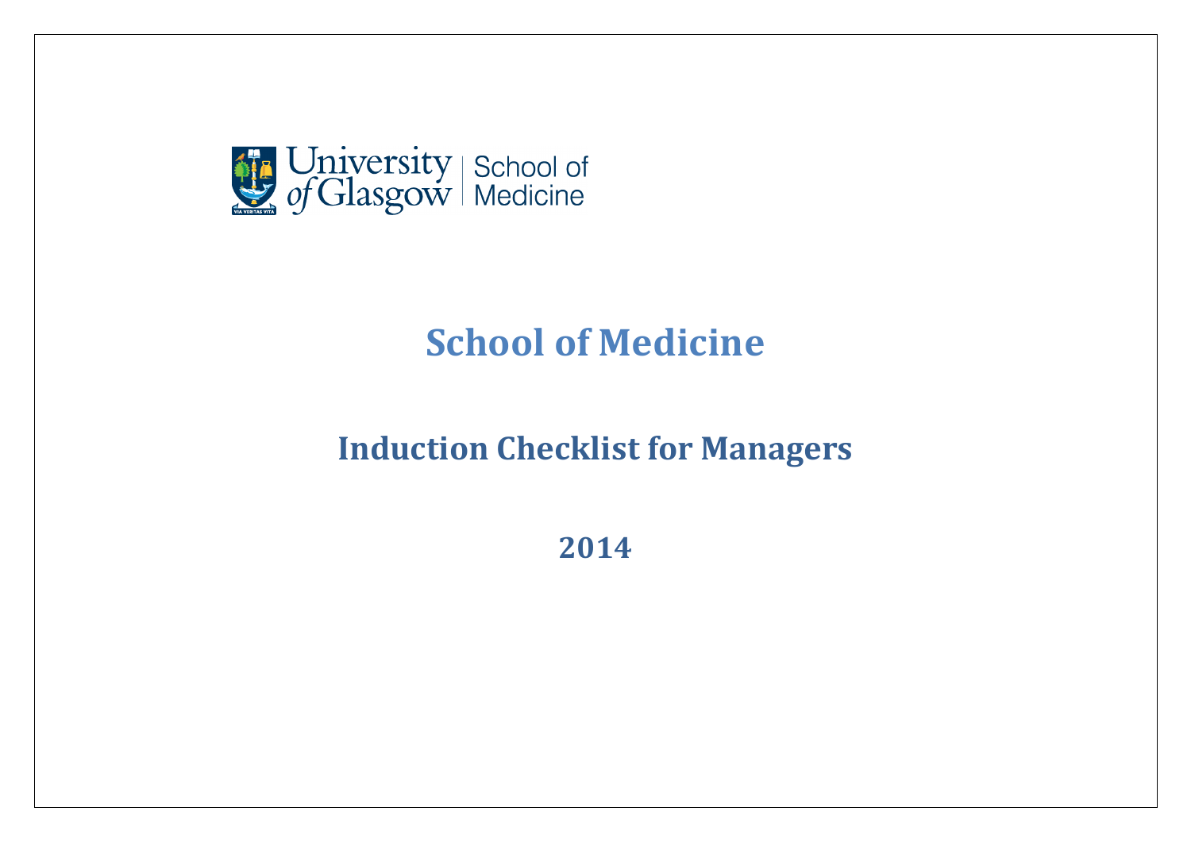University of Glasgow | School of Medicine

# School of Medicine

## Induction Checklist for Managers

## 2014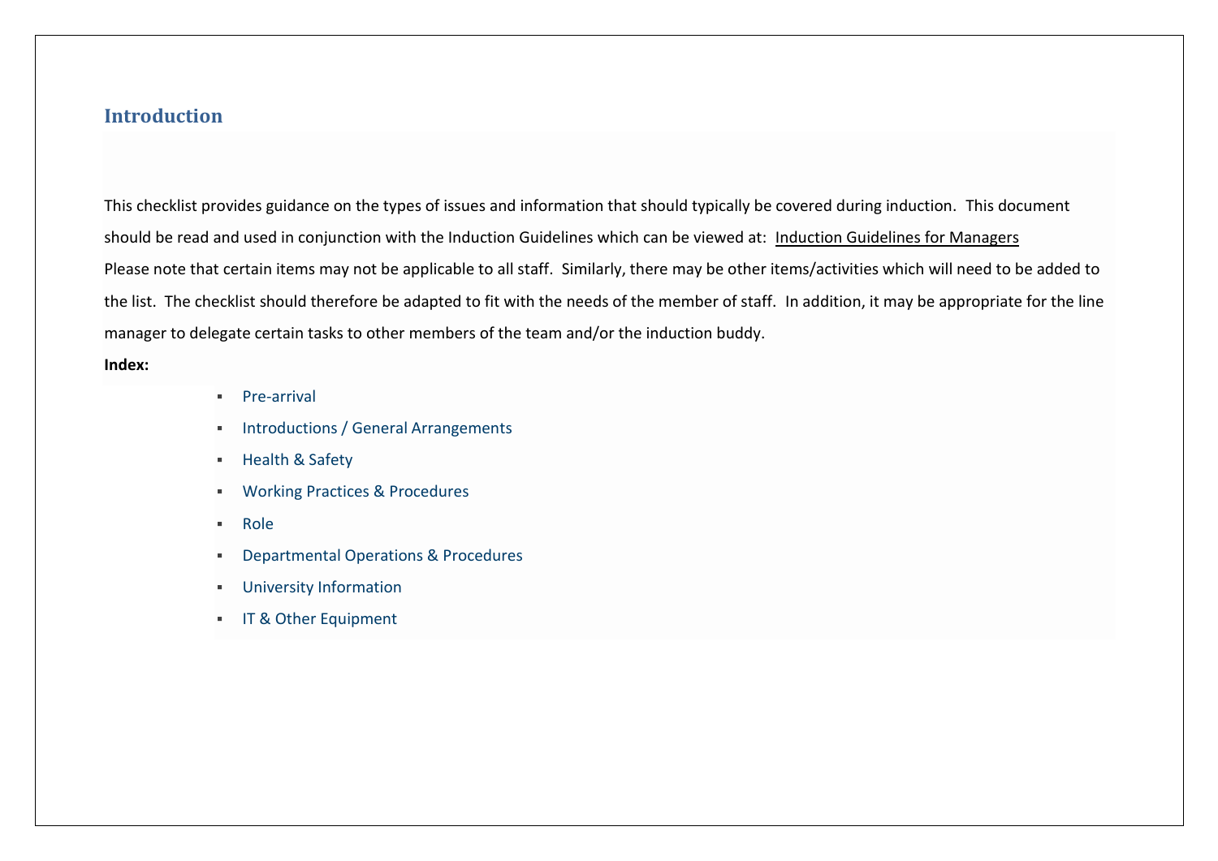## Introduction

This checklist provides guidance on the types of issues and information that should typically be covered during induction. This document should be read and used in conjunction with the Induction Guidelines which can be viewed at: Induction Guidelines for Managers

Please note that certain items may not be applicable to all staff. Similarly, there may be other items/activities which will need to be added to the list. The checklist should therefore be adapted to fit with the needs of the member of staff. In addition, it may be appropriate for the line manager to delegate certain tasks to other members of the team and/or the induction buddy.

**Index:**

- Pre-arrival
- Introductions / General Arrangements
- Health & Safety
- Working Practices & Procedures
- Role
- Departmental Operations & Procedures
- University Information
- IT & Other Equipment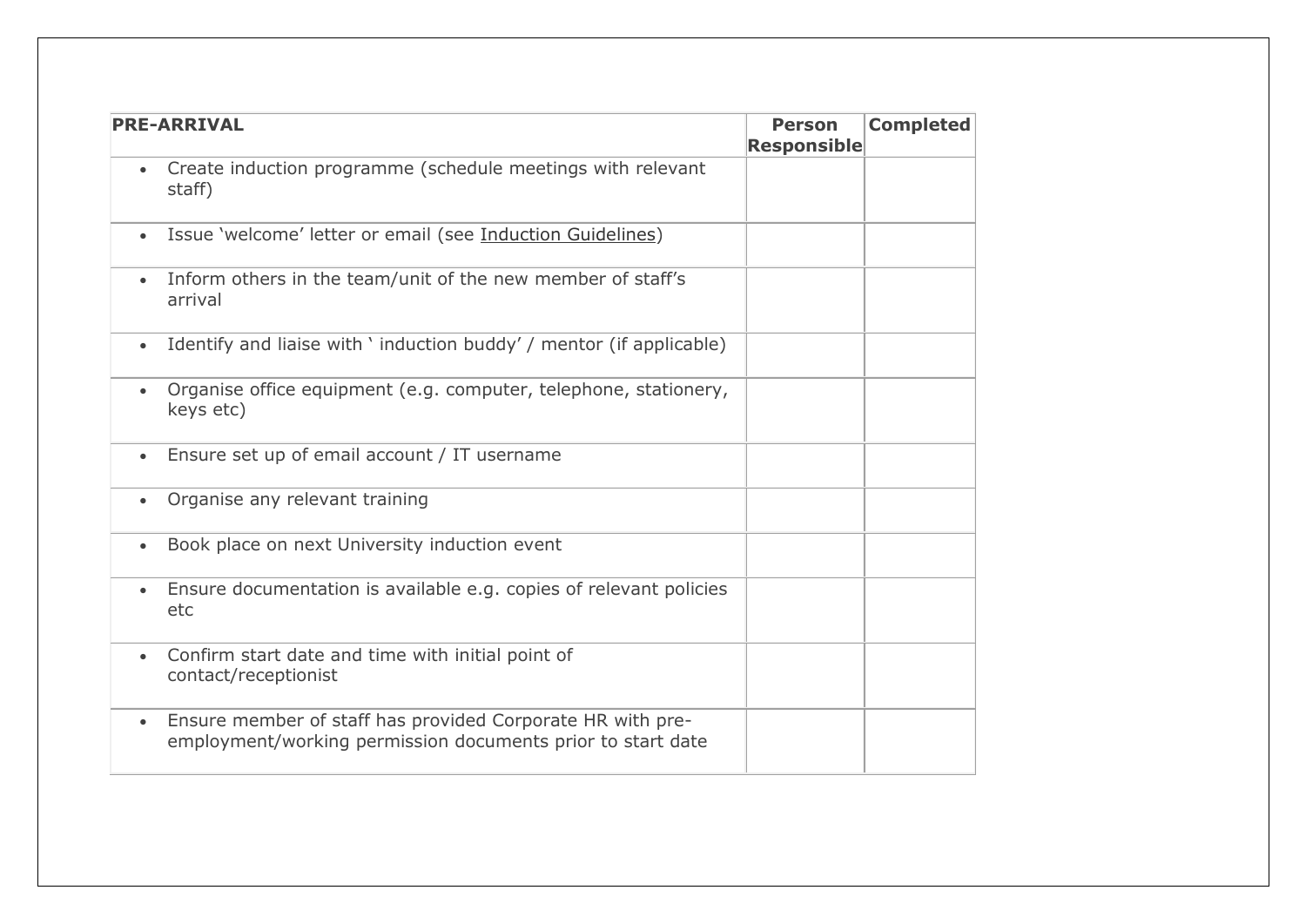| PRE-ARRIVAL | Person Responsible | Completed |
| --- | --- | --- |
| • Create induction programme (schedule meetings with relevant staff) | | |
| • Issue 'welcome' letter or email (see Induction Guidelines) | | |
| • Inform others in the team/unit of the new member of staff's arrival | | |
| • Identify and liaise with ' induction buddy' / mentor (if applicable) | | |
| • Organise office equipment (e.g. computer, telephone, stationery, keys etc) | | |
| • Ensure set up of email account / IT username | | |
| • Organise any relevant training | | |
| • Book place on next University induction event | | |
| • Ensure documentation is available e.g. copies of relevant policies etc | | |
| • Confirm start date and time with initial point of contact/receptionist | | |
| • Ensure member of staff has provided Corporate HR with pre-employment/working permission documents prior to start date | | |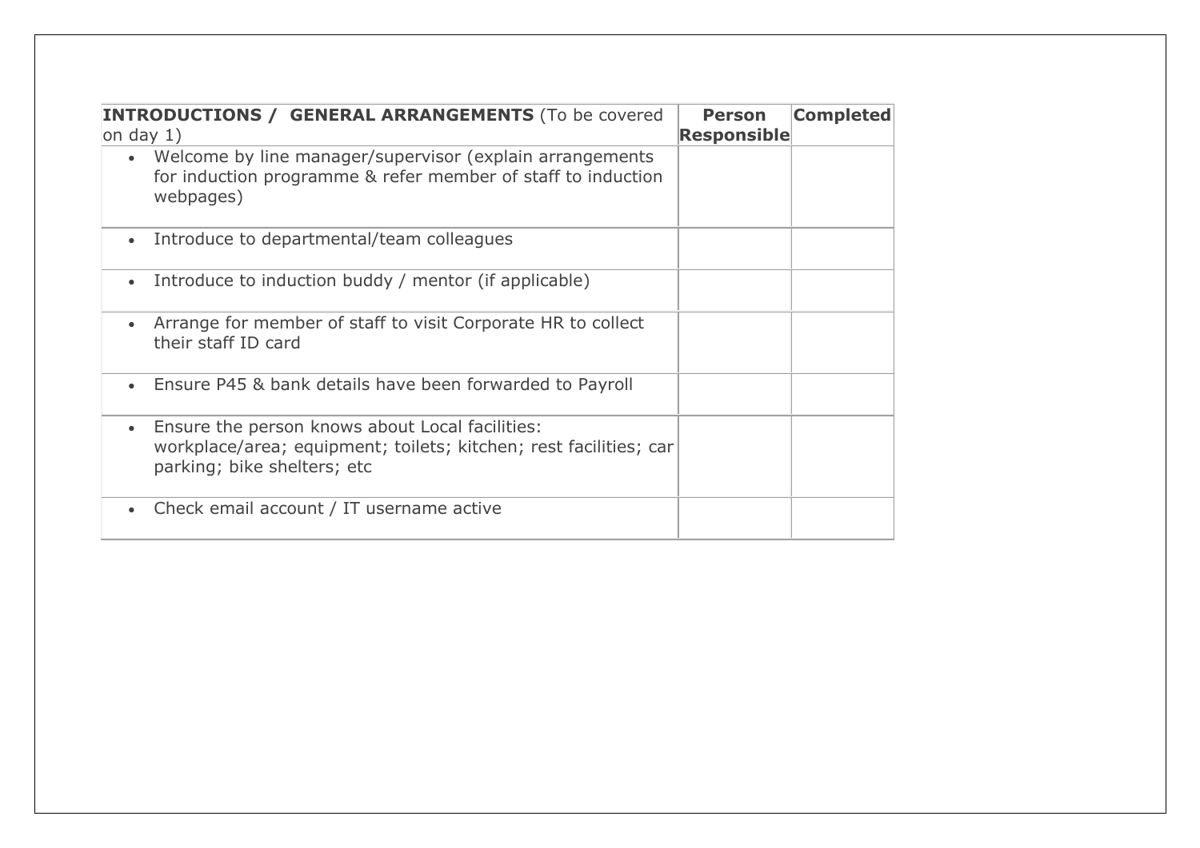| **INTRODUCTIONS / GENERAL ARRANGEMENTS** (To be covered on day 1) | **Person Responsible** | **Completed** |
|---|---|---|
| • Welcome by line manager/supervisor (explain arrangements for induction programme & refer member of staff to induction webpages) | | |
| • Introduce to departmental/team colleagues | | |
| • Introduce to induction buddy / mentor (if applicable) | | |
| • Arrange for member of staff to visit Corporate HR to collect their staff ID card | | |
| • Ensure P45 & bank details have been forwarded to Payroll | | |
| • Ensure the person knows about Local facilities: workplace/area; equipment; toilets; kitchen; rest facilities; car parking; bike shelters; etc | | |
| • Check email account / IT username active | | |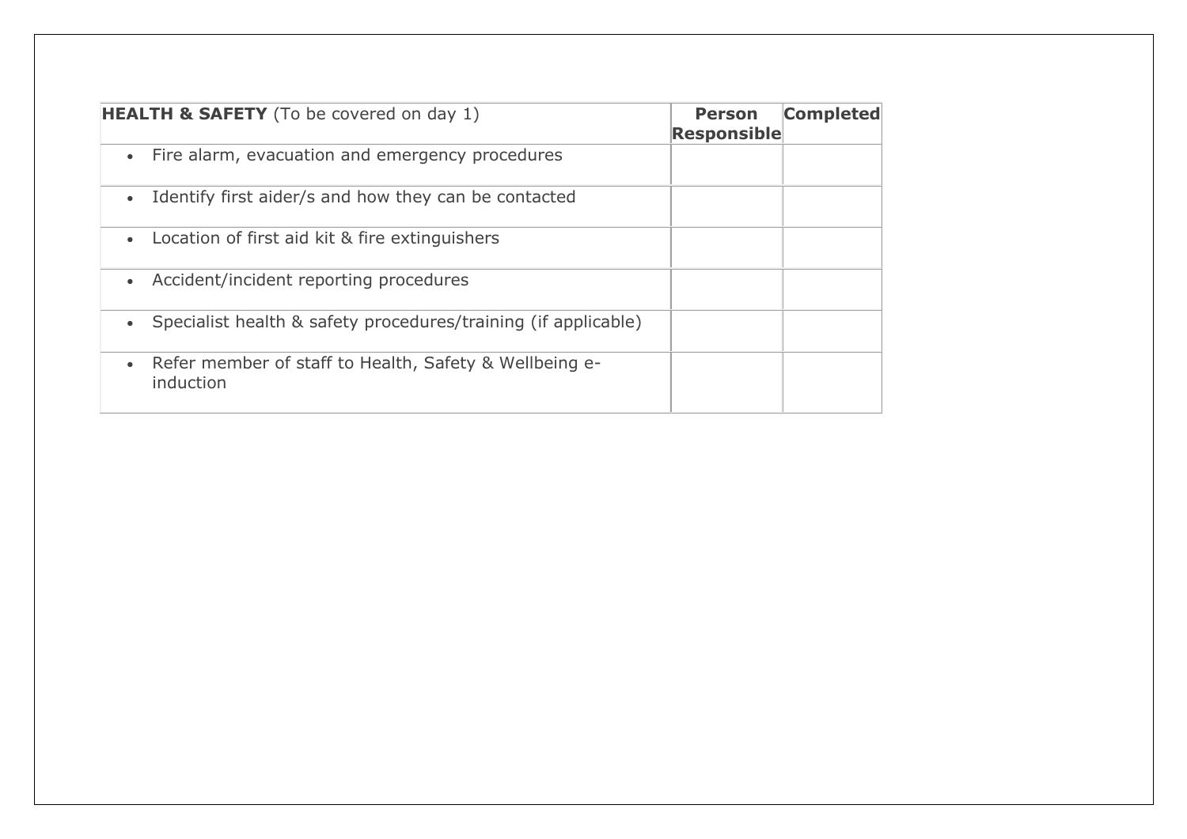| **HEALTH & SAFETY** (To be covered on day 1) | **Person Responsible** | **Completed** |
| --- | --- | --- |
| • Fire alarm, evacuation and emergency procedures | | |
| • Identify first aider/s and how they can be contacted | | |
| • Location of first aid kit & fire extinguishers | | |
| • Accident/incident reporting procedures | | |
| • Specialist health & safety procedures/training (if applicable) | | |
| • Refer member of staff to Health, Safety & Wellbeing e-induction | | |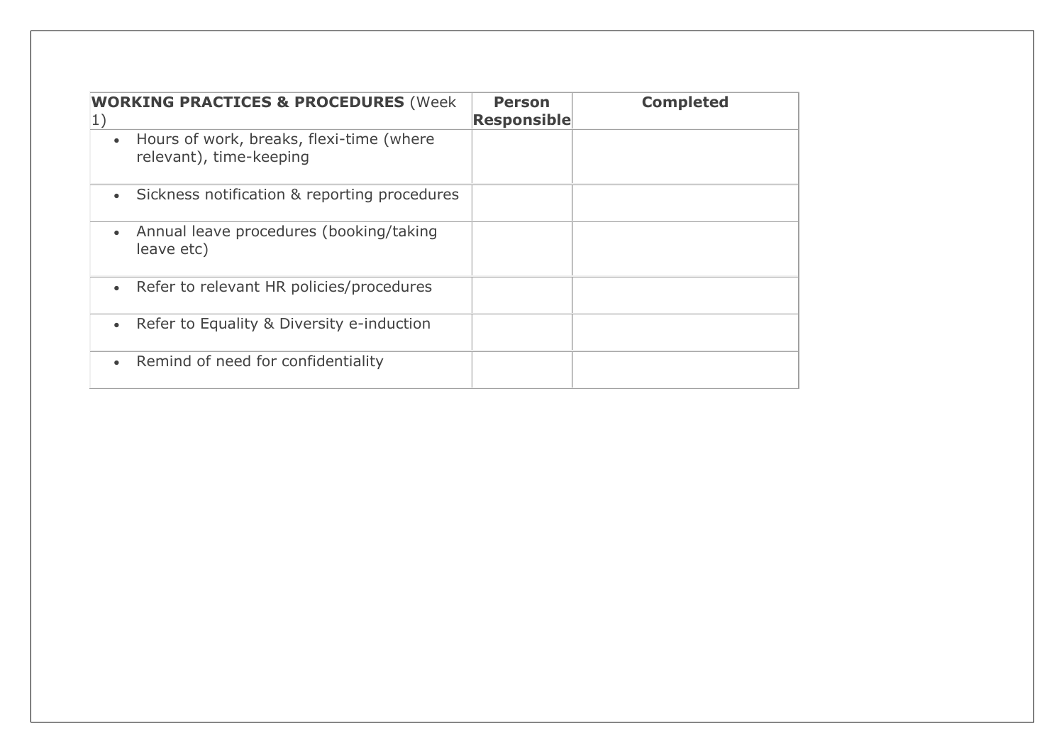| **WORKING PRACTICES & PROCEDURES** (Week 1) | **Person Responsible** | **Completed** |
|---|---|---|
| • Hours of work, breaks, flexi-time (where relevant), time-keeping | | |
| • Sickness notification & reporting procedures | | |
| • Annual leave procedures (booking/taking leave etc) | | |
| • Refer to relevant HR policies/procedures | | |
| • Refer to Equality & Diversity e-induction | | |
| • Remind of need for confidentiality | | |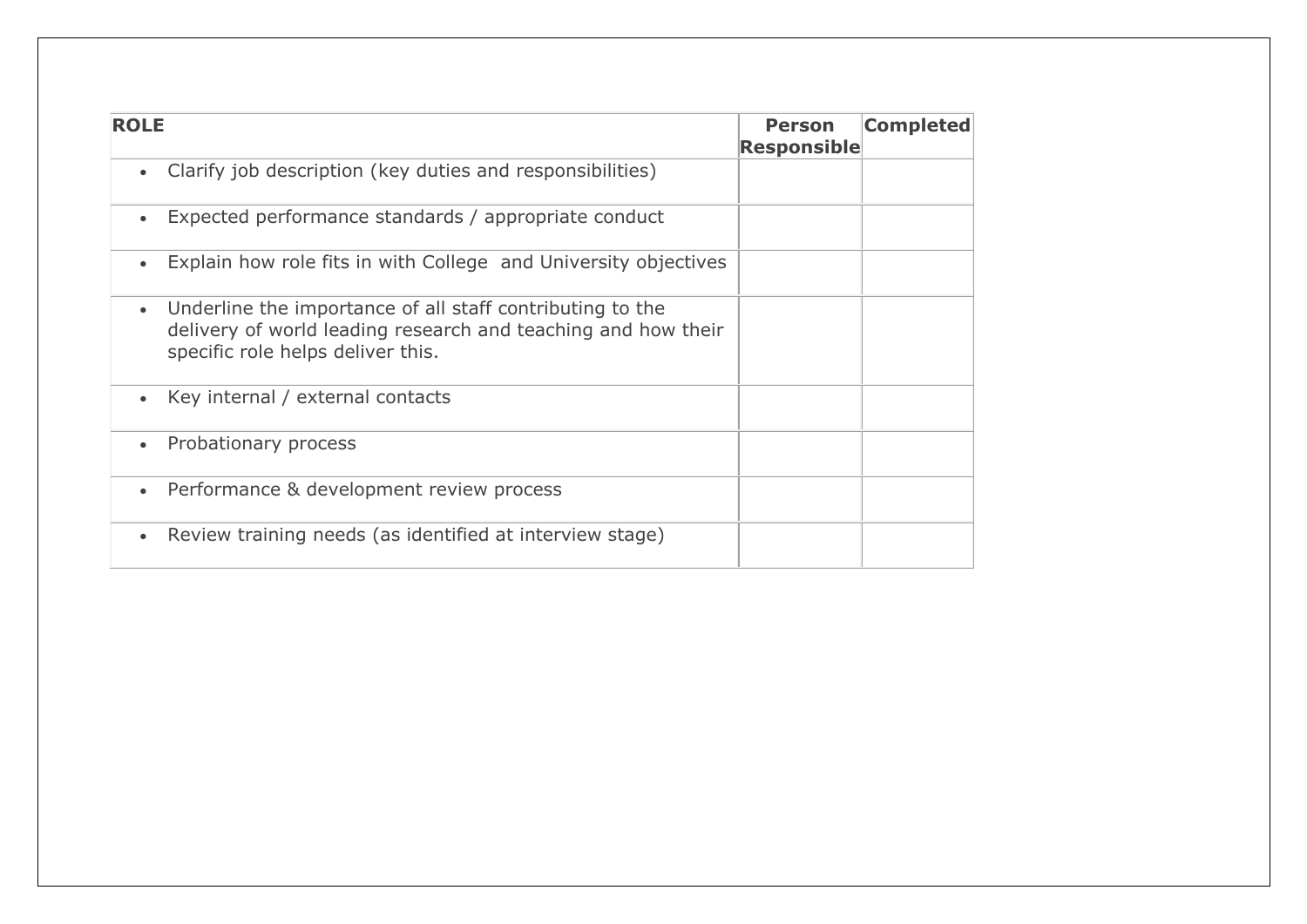| ROLE | Person Responsible | Completed |
|---|---|---|
| • Clarify job description (key duties and responsibilities) | | |
| • Expected performance standards / appropriate conduct | | |
| • Explain how role fits in with College and University objectives | | |
| • Underline the importance of all staff contributing to the delivery of world leading research and teaching and how their specific role helps deliver this. | | |
| • Key internal / external contacts | | |
| • Probationary process | | |
| • Performance & development review process | | |
| • Review training needs (as identified at interview stage) | | |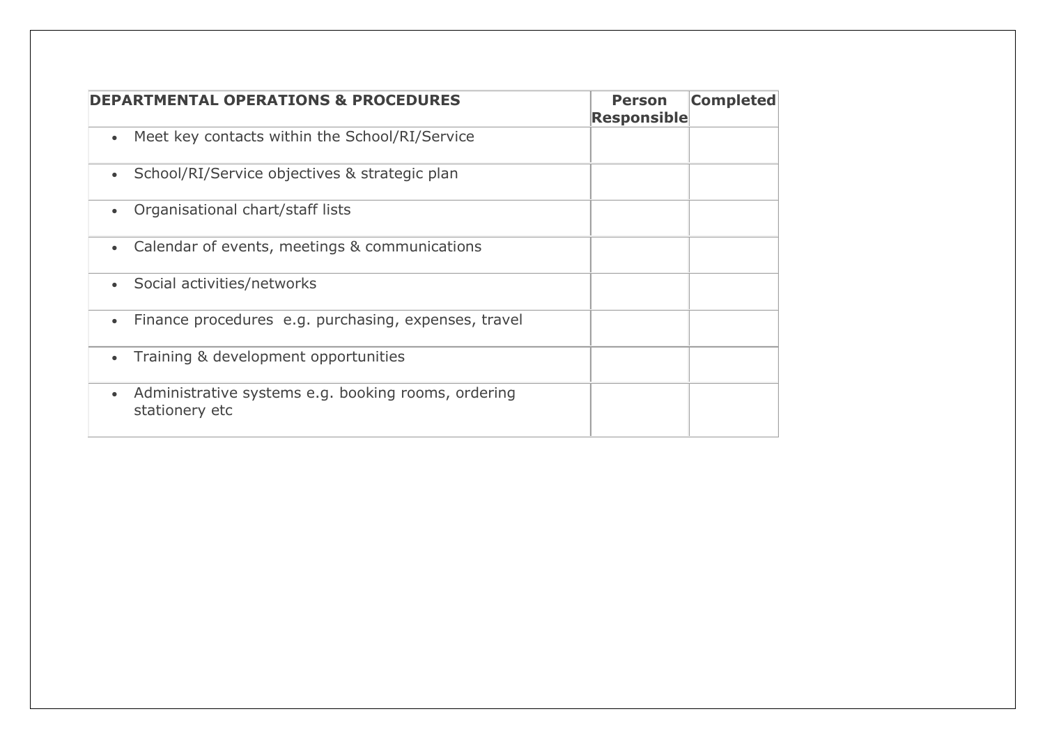| DEPARTMENTAL OPERATIONS & PROCEDURES | Person Responsible | Completed |
| --- | --- | --- |
| • Meet key contacts within the School/RI/Service | | |
| • School/RI/Service objectives & strategic plan | | |
| • Organisational chart/staff lists | | |
| • Calendar of events, meetings & communications | | |
| • Social activities/networks | | |
| • Finance procedures e.g. purchasing, expenses, travel | | |
| • Training & development opportunities | | |
| • Administrative systems e.g. booking rooms, ordering stationery etc | | |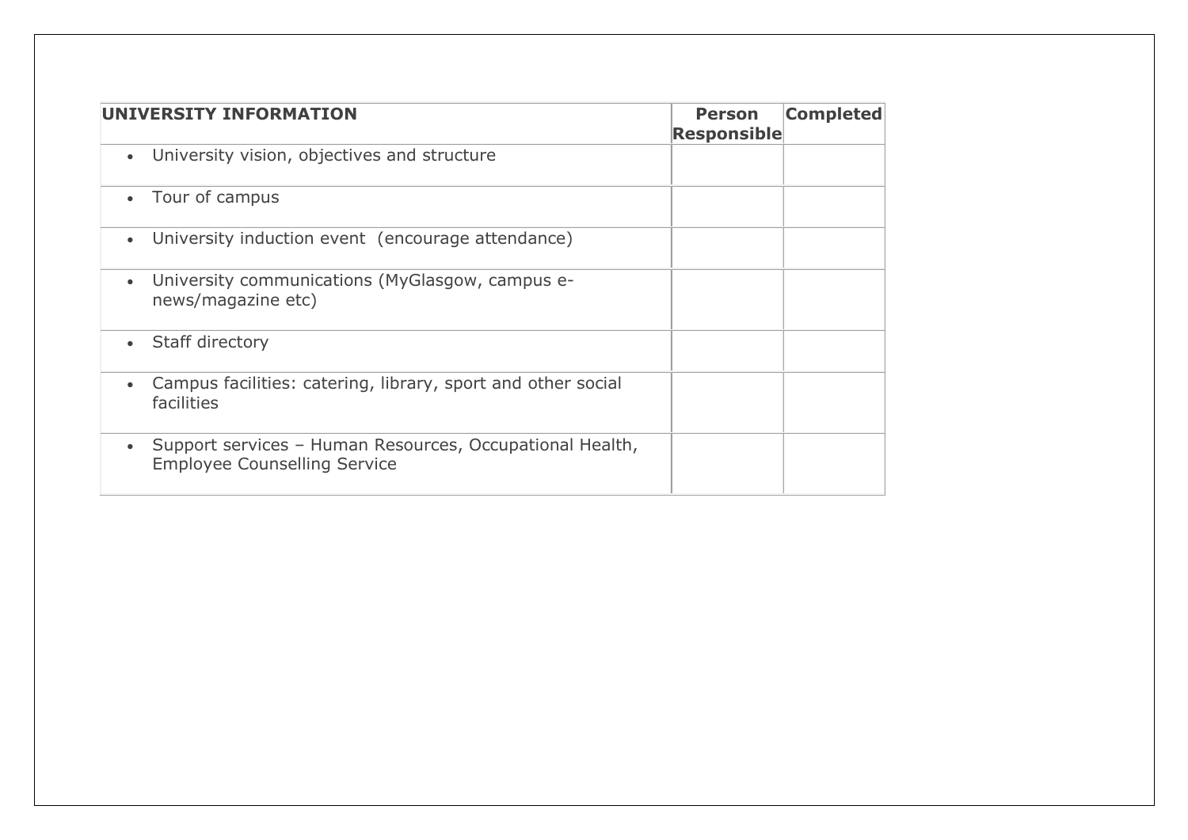| **UNIVERSITY INFORMATION** | **Person Responsible** | **Completed** |
|---|---|---|
| • University vision, objectives and structure | | |
| • Tour of campus | | |
| • University induction event (encourage attendance) | | |
| • University communications (MyGlasgow, campus e-news/magazine etc) | | |
| • Staff directory | | |
| • Campus facilities: catering, library, sport and other social facilities | | |
| • Support services – Human Resources, Occupational Health, Employee Counselling Service | | |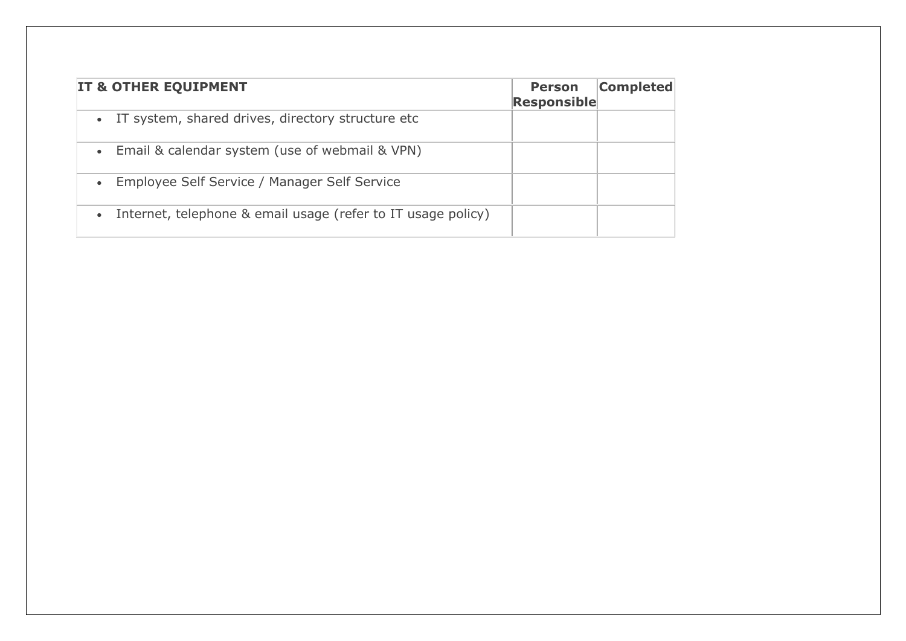| IT & OTHER EQUIPMENT | Person Responsible | Completed |
|---|---|---|
| • IT system, shared drives, directory structure etc | | |
| • Email & calendar system (use of webmail & VPN) | | |
| • Employee Self Service / Manager Self Service | | |
| • Internet, telephone & email usage (refer to IT usage policy) | | |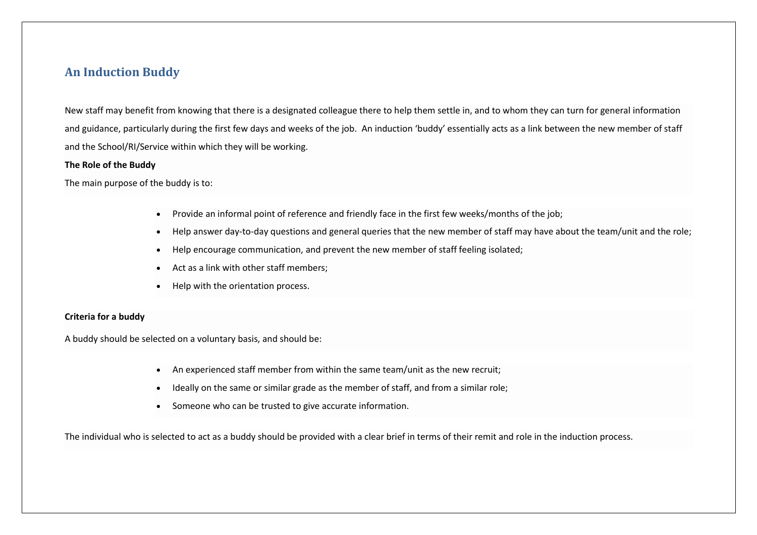## An Induction Buddy

New staff may benefit from knowing that there is a designated colleague there to help them settle in, and to whom they can turn for general information and guidance, particularly during the first few days and weeks of the job. An induction 'buddy' essentially acts as a link between the new member of staff and the School/RI/Service within which they will be working.

**The Role of the Buddy**

The main purpose of the buddy is to:

- Provide an informal point of reference and friendly face in the first few weeks/months of the job;
- Help answer day-to-day questions and general queries that the new member of staff may have about the team/unit and the role;
- Help encourage communication, and prevent the new member of staff feeling isolated;
- Act as a link with other staff members;
- Help with the orientation process.

**Criteria for a buddy**

A buddy should be selected on a voluntary basis, and should be:

- An experienced staff member from within the same team/unit as the new recruit;
- Ideally on the same or similar grade as the member of staff, and from a similar role;
- Someone who can be trusted to give accurate information.

The individual who is selected to act as a buddy should be provided with a clear brief in terms of their remit and role in the induction process.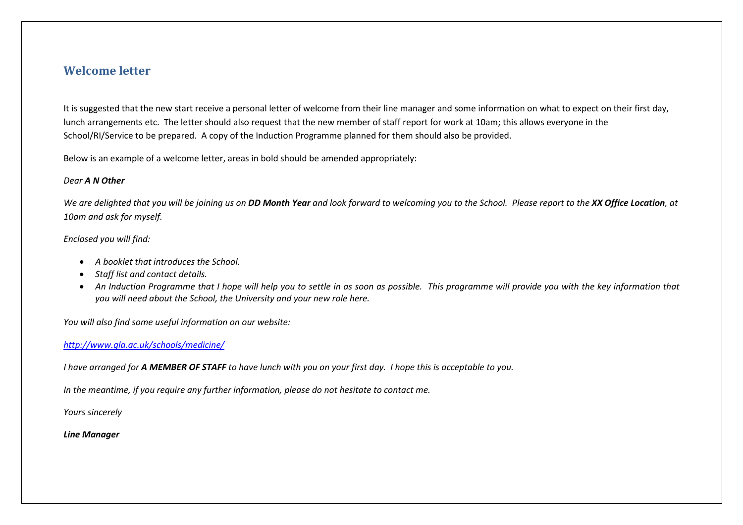## Welcome letter

It is suggested that the new start receive a personal letter of welcome from their line manager and some information on what to expect on their first day, lunch arrangements etc. The letter should also request that the new member of staff report for work at 10am; this allows everyone in the School/RI/Service to be prepared. A copy of the Induction Programme planned for them should also be provided.

Below is an example of a welcome letter, areas in bold should be amended appropriately:

*Dear **A N Other***

*We are delighted that you will be joining us on **DD Month Year** and look forward to welcoming you to the School. Please report to the **XX Office Location**, at 10am and ask for myself.*

*Enclosed you will find:*

- *A booklet that introduces the School.*
- *Staff list and contact details.*
- *An Induction Programme that I hope will help you to settle in as soon as possible. This programme will provide you with the key information that you will need about the School, the University and your new role here.*

*You will also find some useful information on our website:*

[http://www.gla.ac.uk/schools/medicine/](http://www.gla.ac.uk/schools/medicine/)

*I have arranged for **A MEMBER OF STAFF** to have lunch with you on your first day. I hope this is acceptable to you.*

*In the meantime, if you require any further information, please do not hesitate to contact me.*

*Yours sincerely*

***Line Manager***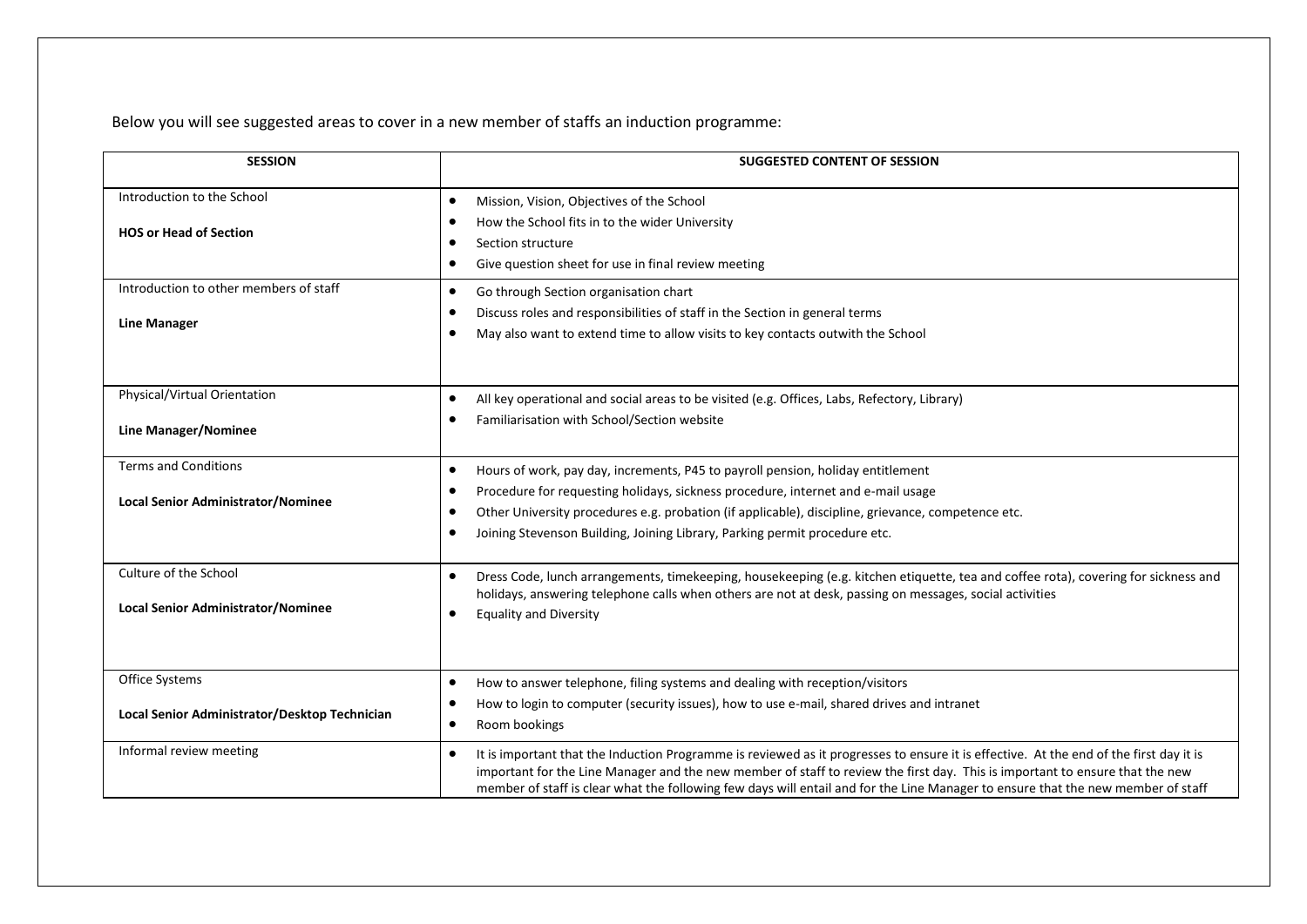Below you will see suggested areas to cover in a new member of staffs an induction programme:

| SESSION | SUGGESTED CONTENT OF SESSION |
|---|---|
| Introduction to the School<br><br>**HOS or Head of Section** | • Mission, Vision, Objectives of the School<br>• How the School fits in to the wider University<br>• Section structure<br>• Give question sheet for use in final review meeting |
| Introduction to other members of staff<br><br>**Line Manager** | • Go through Section organisation chart<br>• Discuss roles and responsibilities of staff in the Section in general terms<br>• May also want to extend time to allow visits to key contacts outwith the School |
| Physical/Virtual Orientation<br><br>**Line Manager/Nominee** | • All key operational and social areas to be visited (e.g. Offices, Labs, Refectory, Library)<br>• Familiarisation with School/Section website |
| Terms and Conditions<br><br>**Local Senior Administrator/Nominee** | • Hours of work, pay day, increments, P45 to payroll pension, holiday entitlement<br>• Procedure for requesting holidays, sickness procedure, internet and e-mail usage<br>• Other University procedures e.g. probation (if applicable), discipline, grievance, competence etc.<br>• Joining Stevenson Building, Joining Library, Parking permit procedure etc. |
| Culture of the School<br><br>**Local Senior Administrator/Nominee** | • Dress Code, lunch arrangements, timekeeping, housekeeping (e.g. kitchen etiquette, tea and coffee rota), covering for sickness and holidays, answering telephone calls when others are not at desk, passing on messages, social activities<br>• Equality and Diversity |
| Office Systems<br><br>**Local Senior Administrator/Desktop Technician** | • How to answer telephone, filing systems and dealing with reception/visitors<br>• How to login to computer (security issues), how to use e-mail, shared drives and intranet<br>• Room bookings |
| Informal review meeting | • It is important that the Induction Programme is reviewed as it progresses to ensure it is effective. At the end of the first day it is important for the Line Manager and the new member of staff to review the first day. This is important to ensure that the new member of staff is clear what the following few days will entail and for the Line Manager to ensure that the new member of staff |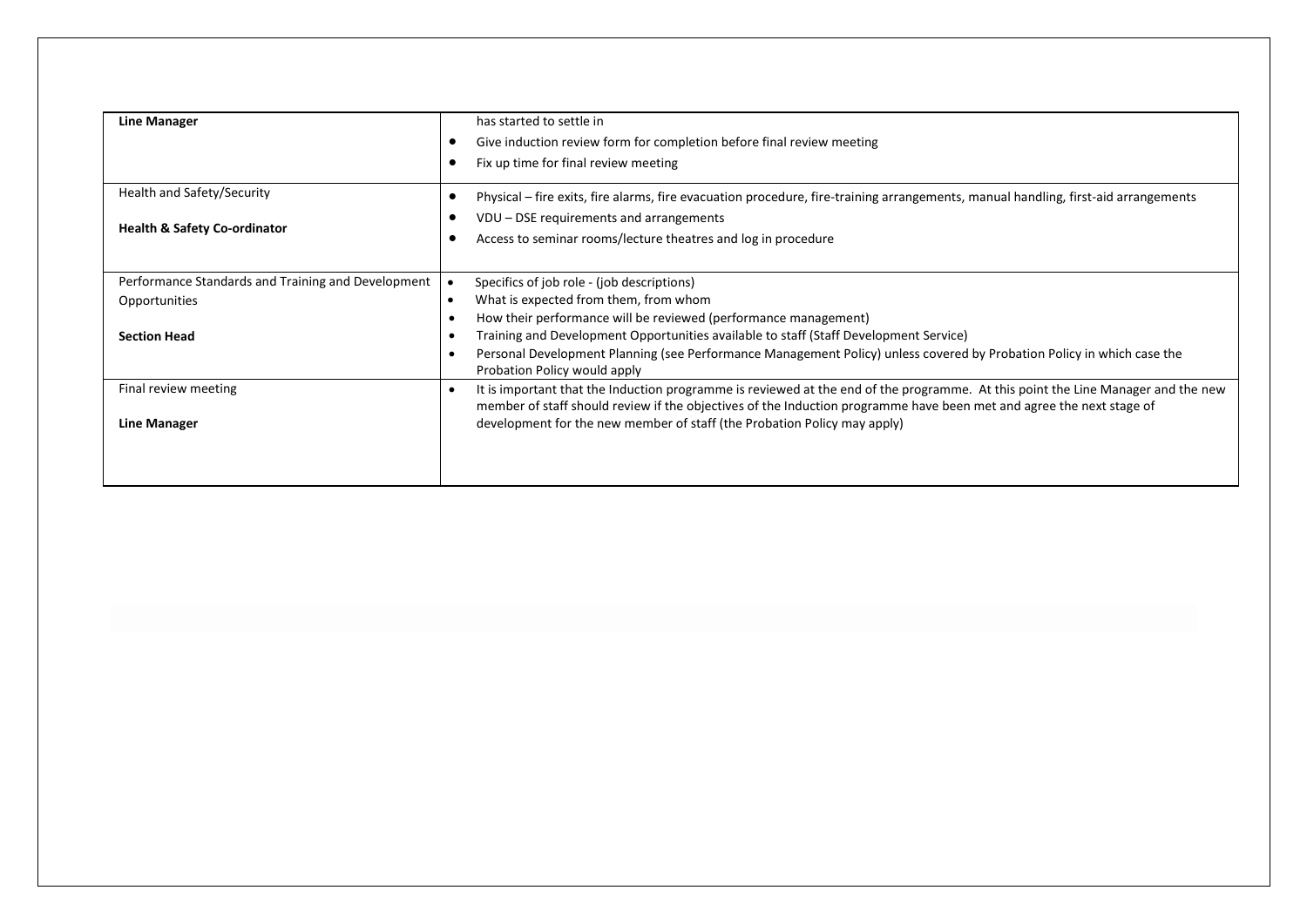| | |
|---|---|
| **Line Manager** | has started to settle in<br>• Give induction review form for completion before final review meeting<br>• Fix up time for final review meeting |
| Health and Safety/Security<br><br>**Health & Safety Co-ordinator** | • Physical – fire exits, fire alarms, fire evacuation procedure, fire-training arrangements, manual handling, first-aid arrangements<br>• VDU – DSE requirements and arrangements<br>• Access to seminar rooms/lecture theatres and log in procedure |
| Performance Standards and Training and Development Opportunities<br><br>**Section Head** | • Specifics of job role - (job descriptions)<br>• What is expected from them, from whom<br>• How their performance will be reviewed (performance management)<br>• Training and Development Opportunities available to staff (Staff Development Service)<br>• Personal Development Planning (see Performance Management Policy) unless covered by Probation Policy in which case the Probation Policy would apply |
| Final review meeting<br><br>**Line Manager** | • It is important that the Induction programme is reviewed at the end of the programme. At this point the Line Manager and the new member of staff should review if the objectives of the Induction programme have been met and agree the next stage of development for the new member of staff (the Probation Policy may apply) |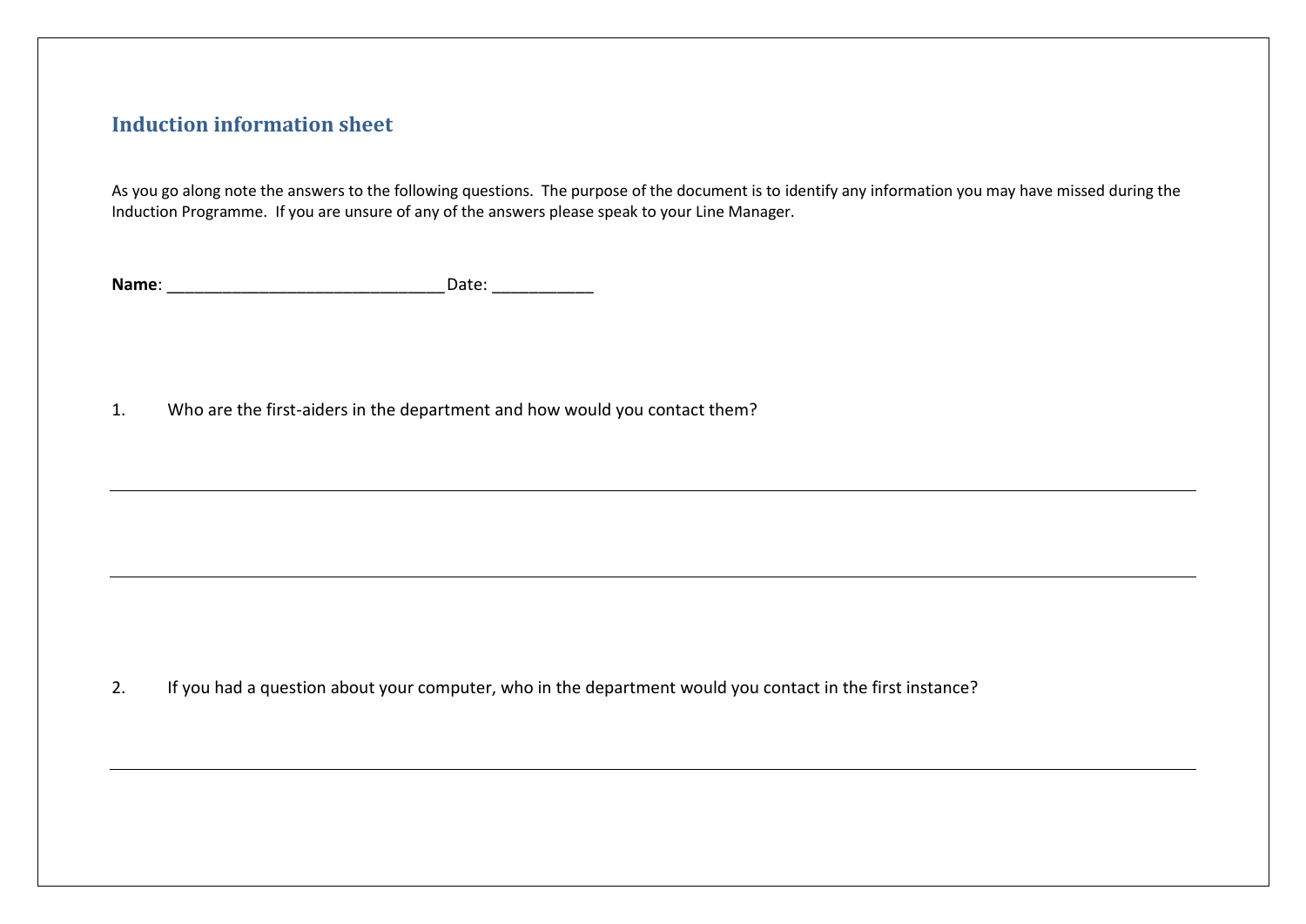## Induction information sheet

As you go along note the answers to the following questions. The purpose of the document is to identify any information you may have missed during the Induction Programme. If you are unsure of any of the answers please speak to your Line Manager.

**Name**: ______________________________ Date: ___________

1. Who are the first-aiders in the department and how would you contact them?

______________________________________________________________________________

______________________________________________________________________________

2. If you had a question about your computer, who in the department would you contact in the first instance?

______________________________________________________________________________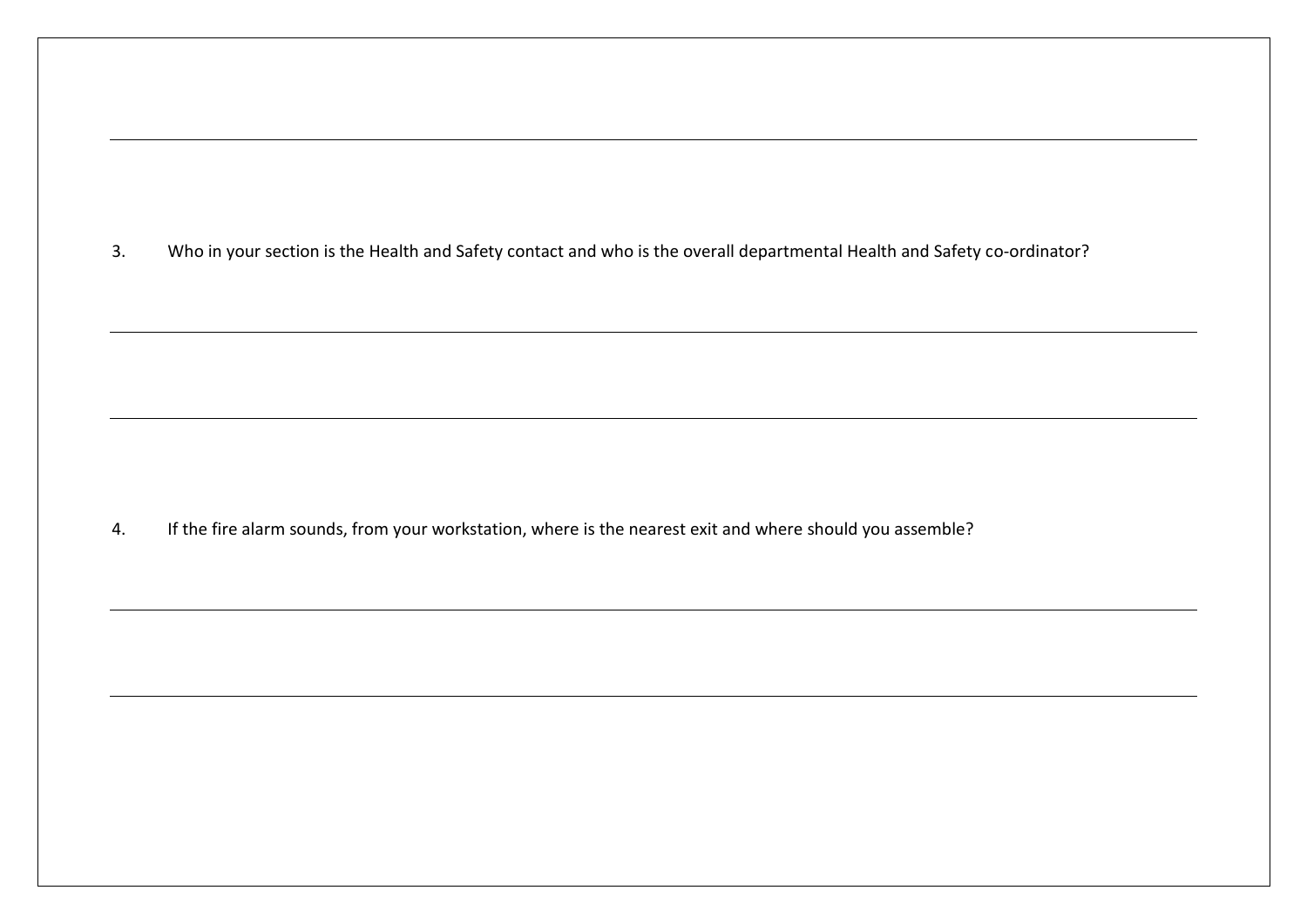3. Who in your section is the Health and Safety contact and who is the overall departmental Health and Safety co-ordinator?

4. If the fire alarm sounds, from your workstation, where is the nearest exit and where should you assemble?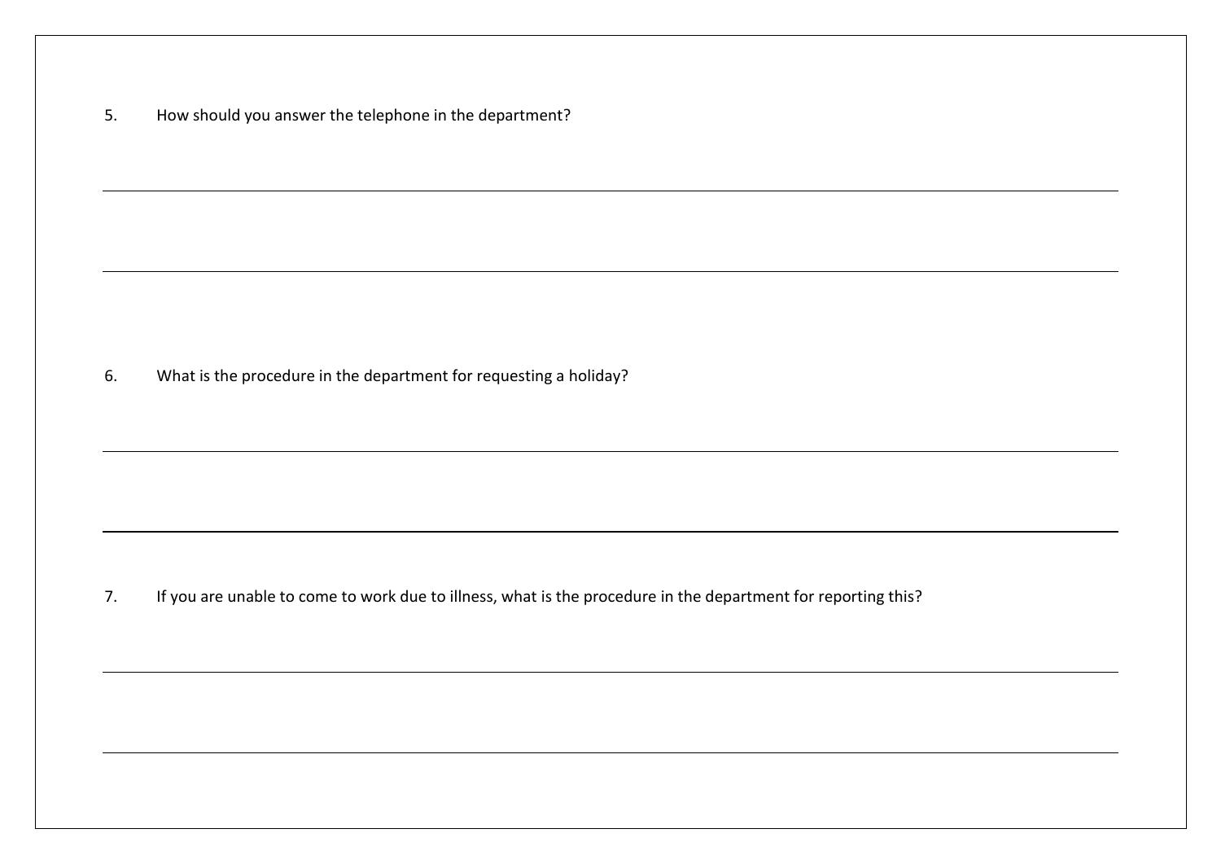5. How should you answer the telephone in the department?

6. What is the procedure in the department for requesting a holiday?

7. If you are unable to come to work due to illness, what is the procedure in the department for reporting this?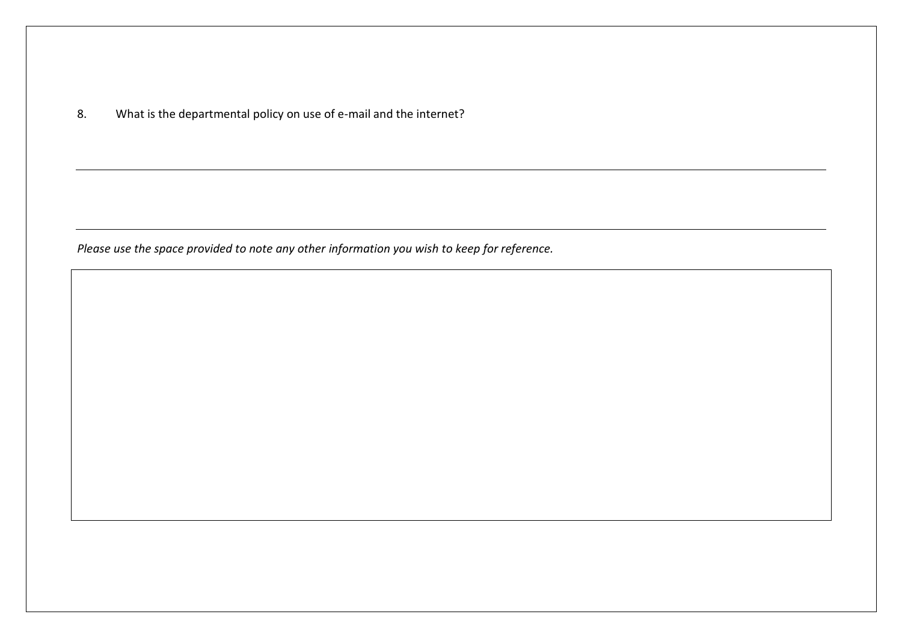8. What is the departmental policy on use of e-mail and the internet?

*Please use the space provided to note any other information you wish to keep for reference.*